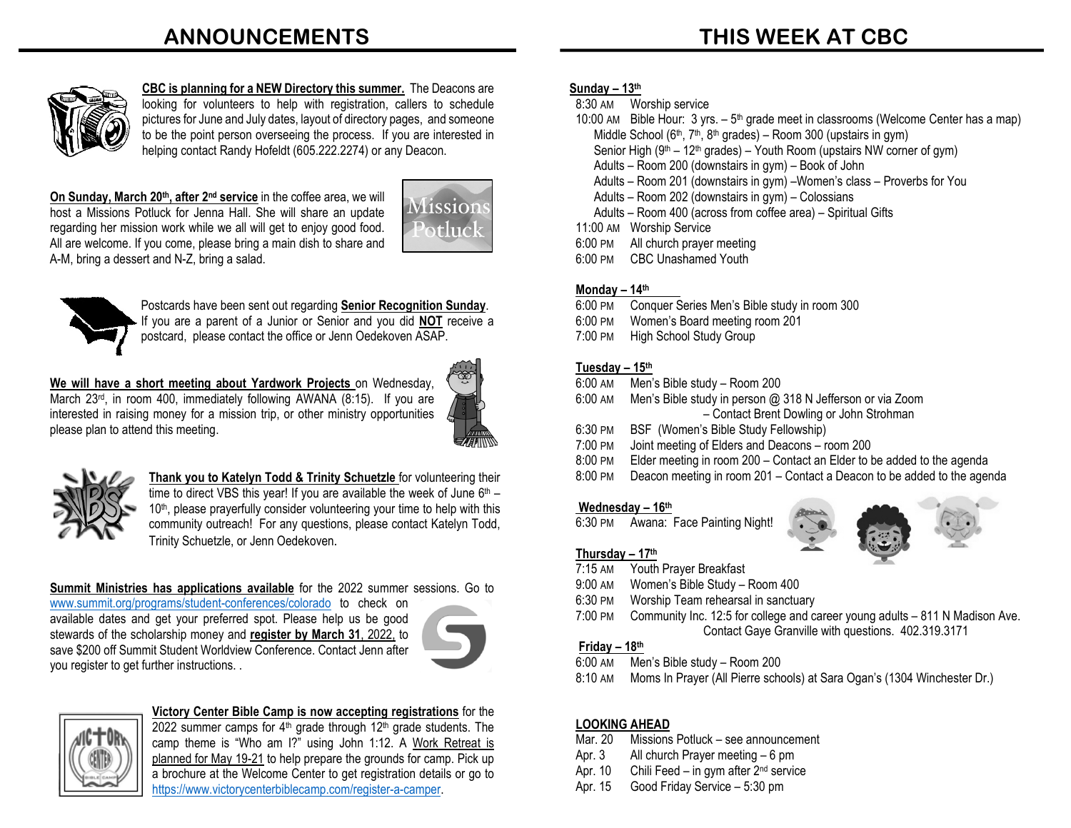# ANNOUNCEMENTS

**CBC is planning for a NEW Directory this summer.** The Deacons are looking for volunteers to help with registration, callers to schedule pictures for June and July dates, layout of directory pages, and someone to be the point person overseeing the process. If you are interested in helping contact Randy Hofeldt (605.222.2274) or any Deacon.

**On Sunday, March 20th, after 2nd service** in the coffee area, we will host a Missions Potluck for Jenna Hall. She will share an update regarding her mission work while we all will get to enjoy good food. All are welcome. If you come, please bring a main dish to share and A-M, bring a dessert and N-Z, bring a salad.

Postcards have been sent out regarding **Senior Recognition Sunday**. If you are a parent of a Junior or Senior and you did **NOT** receive a postcard, please contact the office or Jenn Oedekoven ASAP.

**We will have a short meeting about Yardwork Projects** on Wednesday, March 23rd, in room 400, immediately following AWANA (8:15). If you are interested in raising money for a mission trip, or other ministry opportunities please plan to attend this meeting.

**Thank you to Katelyn Todd & Trinity Schuetzle** for volunteering their time to direct VBS this year! If you are available the week of June 6th – 10th, please prayerfully consider volunteering your time to help with this community outreach! For any questions, please contact Katelyn Todd, Trinity Schuetzle, or Jenn Oedekoven.

**Summit Ministries has applications available** for the 2022 summer sessions. Go to www.summit.org/programs/student-conferences/colorado to check on available dates and get your preferred spot. Please help us be good stewards of the scholarship money and **register by March 31**, 2022, to save $200 off Summit Student Worldview Conference. Contact Jenn after you register to get further instructions. .

**Victory Center Bible Camp is now accepting registrations** for the 2022 summer camps for 4th grade through 12th grade students. The camp theme is "Who am I?" using John 1:12. A Work Retreat is planned for May 19-21 to help prepare the grounds for camp. Pick up a brochure at the Welcome Center to get registration details or go to https://www.victorycenterbiblecamp.com/register-a-camper.

# THIS WEEK AT CBC

**Sunday – 13th**

8:30 AM Worship service
10:00 AM Bible Hour: 3 yrs. – 5th grade meet in classrooms (Welcome Center has a map)
- Middle School (6th, 7th, 8th grades) – Room 300 (upstairs in gym)
- Senior High (9th – 12th grades) – Youth Room (upstairs NW corner of gym)
- Adults – Room 200 (downstairs in gym) – Book of John
- Adults – Room 201 (downstairs in gym) –Women's class – Proverbs for You
- Adults – Room 202 (downstairs in gym) – Colossians
- Adults – Room 400 (across from coffee area) – Spiritual Gifts

11:00 AM Worship Service
6:00 PM All church prayer meeting
6:00 PM CBC Unashamed Youth

**Monday – 14th**

6:00 PM Conquer Series Men's Bible study in room 300
6:00 PM Women's Board meeting room 201
7:00 PM High School Study Group

**Tuesday – 15th**

6:00 AM Men's Bible study – Room 200
6:00 AM Men's Bible study in person @ 318 N Jefferson or via Zoom – Contact Brent Dowling or John Strohman
6:30 PM BSF (Women's Bible Study Fellowship)
7:00 PM Joint meeting of Elders and Deacons – room 200
8:00 PM Elder meeting in room 200 – Contact an Elder to be added to the agenda
8:00 PM Deacon meeting in room 201 – Contact a Deacon to be added to the agenda

**Wednesday – 16th**

6:30 PM Awana: Face Painting Night!

**Thursday – 17th**

7:15 AM Youth Prayer Breakfast
9:00 AM Women's Bible Study – Room 400
6:30 PM Worship Team rehearsal in sanctuary
7:00 PM Community Inc. 12:5 for college and career young adults – 811 N Madison Ave. Contact Gaye Granville with questions. 402.319.3171

**Friday – 18th**

6:00 AM Men's Bible study – Room 200
8:10 AM Moms In Prayer (All Pierre schools) at Sara Ogan's (1304 Winchester Dr.)

**LOOKING AHEAD**

Mar. 20 Missions Potluck – see announcement
Apr. 3 All church Prayer meeting – 6 pm
Apr. 10 Chili Feed – in gym after 2nd service
Apr. 15 Good Friday Service – 5:30 pm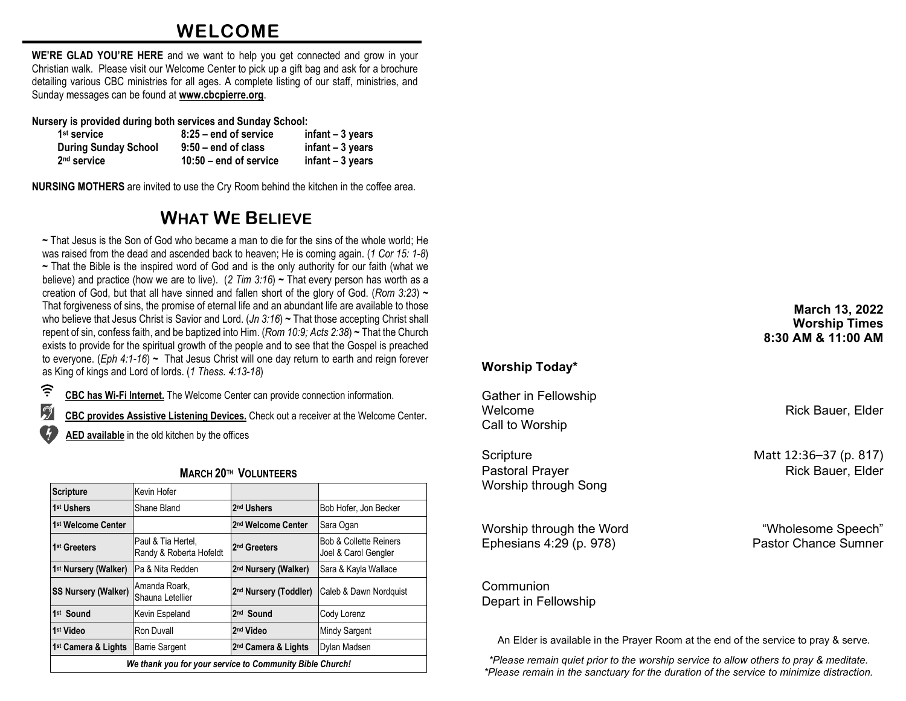# WELCOME

**WE'RE GLAD YOU'RE HERE** and we want to help you get connected and grow in your Christian walk. Please visit our Welcome Center to pick up a gift bag and ask for a brochure detailing various CBC ministries for all ages. A complete listing of our staff, ministries, and Sunday messages can be found at **www.cbcpierre.org**.

**Nursery is provided during both services and Sunday School:**

| | | |
|---|---|---|
| **1st service** | **8:25 – end of service** | **infant – 3 years** |
| **During Sunday School** | **9:50 – end of class** | **infant – 3 years** |
| **2nd service** | **10:50 – end of service** | **infant – 3 years** |

**NURSING MOTHERS** are invited to use the Cry Room behind the kitchen in the coffee area.

# WHAT WE BELIEVE

**~** That Jesus is the Son of God who became a man to die for the sins of the whole world; He was raised from the dead and ascended back to heaven; He is coming again. (*1 Cor 15: 1-8*) **~** That the Bible is the inspired word of God and is the only authority for our faith (what we believe) and practice (how we are to live). (*2 Tim 3:16*) **~** That every person has worth as a creation of God, but that all have sinned and fallen short of the glory of God. (*Rom 3:23*) **~** That forgiveness of sins, the promise of eternal life and an abundant life are available to those who believe that Jesus Christ is Savior and Lord. (*Jn 3:16*) **~** That those accepting Christ shall repent of sin, confess faith, and be baptized into Him. (*Rom 10:9; Acts 2:38*) **~** That the Church exists to provide for the spiritual growth of the people and to see that the Gospel is preached to everyone. (*Eph 4:1-16*) **~** That Jesus Christ will one day return to earth and reign forever as King of kings and Lord of lords. (*1 Thess. 4:13-18*)

**CBC has Wi-Fi Internet.** The Welcome Center can provide connection information.

**CBC provides Assistive Listening Devices.** Check out a receiver at the Welcome Center.

**AED available** in the old kitchen by the offices

**MARCH 20TH VOLUNTEERS**

| | | | |
|---|---|---|---|
| **Scripture** | Kevin Hofer | | |
| **1st Ushers** | Shane Bland | **2nd Ushers** | Bob Hofer, Jon Becker |
| **1st Welcome Center** | | **2nd Welcome Center** | Sara Ogan |
| **1st Greeters** | Paul & Tia Hertel, Randy & Roberta Hofeldt | **2nd Greeters** | Bob & Collette Reiners, Joel & Carol Gengler |
| **1st Nursery (Walker)** | Pa & Nita Redden | **2nd Nursery (Walker)** | Sara & Kayla Wallace |
| **SS Nursery (Walker)** | Amanda Roark, Shauna Letellier | **2nd Nursery (Toddler)** | Caleb & Dawn Nordquist |
| **1st Sound** | Kevin Espeland | **2nd Sound** | Cody Lorenz |
| **1st Video** | Ron Duvall | **2nd Video** | Mindy Sargent |
| **1st Camera & Lights** | Barrie Sargent | **2nd Camera & Lights** | Dylan Madsen |

***We thank you for your service to Community Bible Church!***

**March 13, 2022**
**Worship Times**
**8:30 AM & 11:00 AM**

### Worship Today*

Gather in Fellowship
Welcome — Rick Bauer, Elder
Call to Worship

Scripture — Matt 12:36–37 (p. 817)
Pastoral Prayer — Rick Bauer, Elder
Worship through Song

Worship through the Word — "Wholesome Speech"
Ephesians 4:29 (p. 978) — Pastor Chance Sumner

Communion
Depart in Fellowship

An Elder is available in the Prayer Room at the end of the service to pray & serve.

*\*Please remain quiet prior to the worship service to allow others to pray & meditate.*
*\*Please remain in the sanctuary for the duration of the service to minimize distraction.*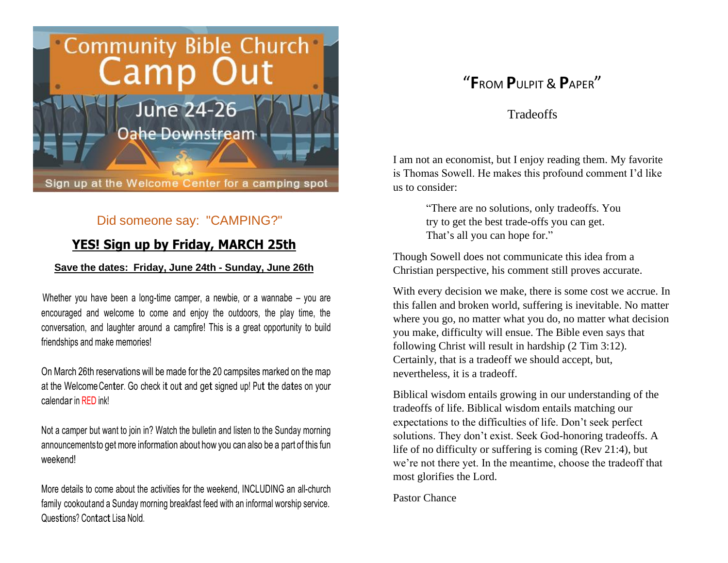Community Bible Church

# Camp Out

June 24-26

Oahe Downstream

Sign up at the Welcome Center for a camping spot

Did someone say: "CAMPING?"

## YES! Sign up by Friday, MARCH 25th

**Save the dates: Friday, June 24th - Sunday, June 26th**

Whether you have been a long-time camper, a newbie, or a wannabe – you are encouraged and welcome to come and enjoy the outdoors, the play time, the conversation, and laughter around a campfire! This is a great opportunity to build friendships and make memories!

On March 26th reservations will be made for the 20 campsites marked on the map at the Welcome Center. Go check it out and get signed up! Put the dates on your calendar in RED ink!

Not a camper but want to join in? Watch the bulletin and listen to the Sunday morning announcements to get more information about how you can also be a part of this fun weekend!

More details to come about the activities for the weekend, INCLUDING an all-church family cookout and a Sunday morning breakfast feed with an informal worship service. Questions? Contact Lisa Nold.

## "From Pulpit & Paper"

### Tradeoffs

I am not an economist, but I enjoy reading them. My favorite is Thomas Sowell. He makes this profound comment I'd like us to consider:

> "There are no solutions, only tradeoffs. You try to get the best trade-offs you can get. That's all you can hope for."

Though Sowell does not communicate this idea from a Christian perspective, his comment still proves accurate.

With every decision we make, there is some cost we accrue. In this fallen and broken world, suffering is inevitable. No matter where you go, no matter what you do, no matter what decision you make, difficulty will ensue. The Bible even says that following Christ will result in hardship (2 Tim 3:12). Certainly, that is a tradeoff we should accept, but, nevertheless, it is a tradeoff.

Biblical wisdom entails growing in our understanding of the tradeoffs of life. Biblical wisdom entails matching our expectations to the difficulties of life. Don't seek perfect solutions. They don't exist. Seek God-honoring tradeoffs. A life of no difficulty or suffering is coming (Rev 21:4), but we're not there yet. In the meantime, choose the tradeoff that most glorifies the Lord.

Pastor Chance